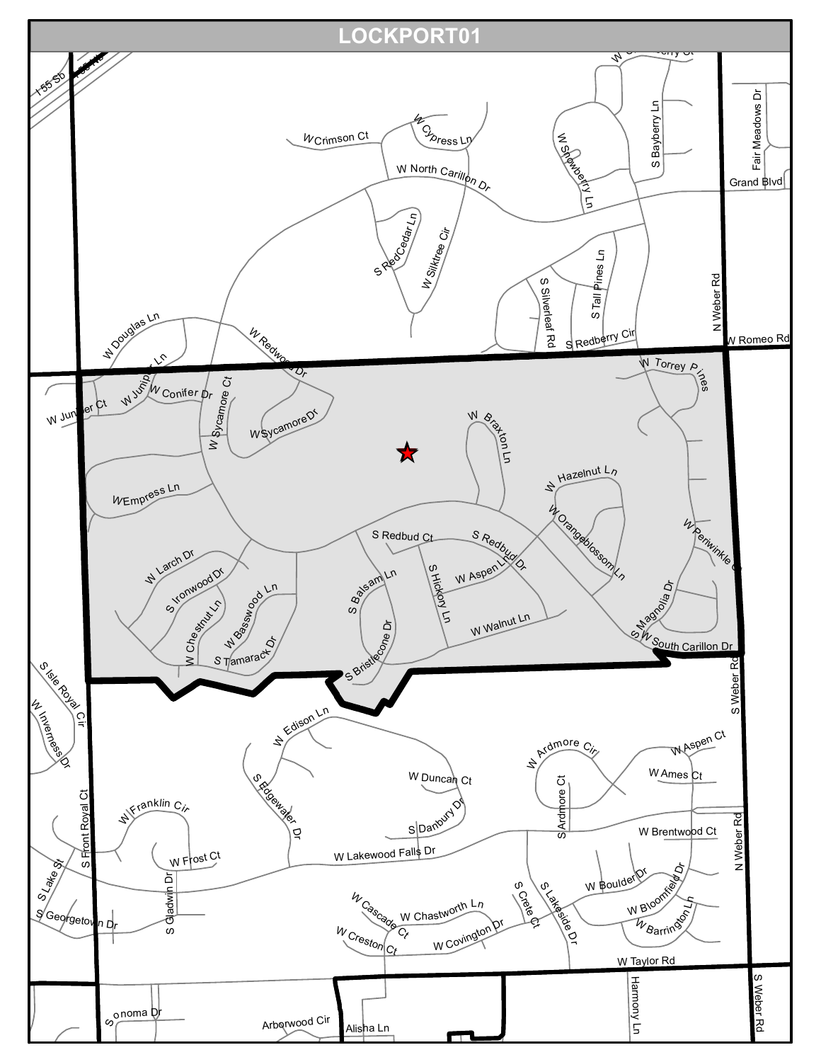# LOCKPORT01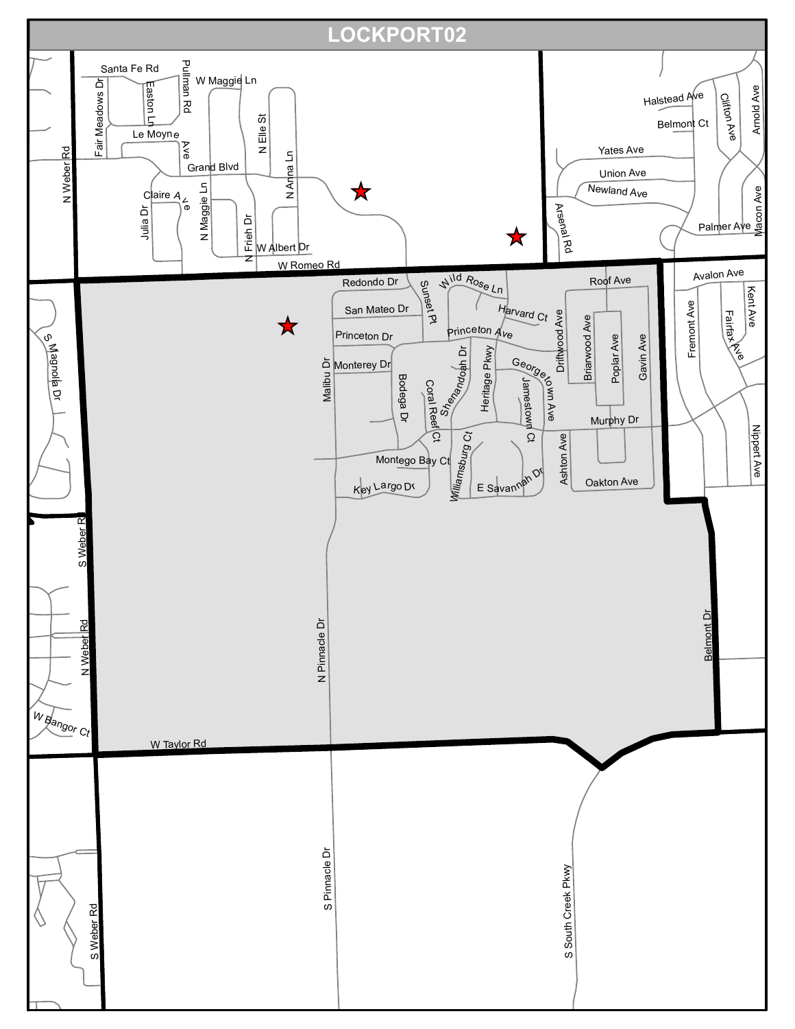# LOCKPORT02

Santa Fe Rd
Pullman Rd
W Maggie Ln
Easton Ln
Fair Meadows Dr
Le Moyne Ave
N Elle St
N Weber Rd
Grand Blvd
N Anna Ln
Claire Ave
Julia Dr
N Maggie Ln
N Frieh Dr
W Albert Dr
W Romeo Rd
Halstead Ave
Clifton Ave
Arnold Ave
Belmont Ct
Yates Ave
Union Ave
Newland Ave
Arsenal Rd
Palmer Ave
Macon Ave
Avalon Ave
Kent Ave
Fremont Ave
Fairfax Ave
Redondo Dr
Sunset Pt
Wild Rose Ln
Roof Ave
San Mateo Dr
Harvard Ct
Princeton Dr
Princeton Ave
Driftwood Ave
Briarwood Ave
Poplar Ave
Gavin Ave
S Magnolia Dr
Monterey Dr
Malibu Dr
Bodega Dr
Coral Reef Ct
Shenandoah Dr
Heritage Pkwy
Georgetown Ave
Jamestown Ct
Murphy Dr
Nippert Ave
Montego Bay Ct
Williamsburg Ct
Ashton Ave
Key Largo Dr
E Savannah Dr
Oakton Ave
S Weber Rd
N Weber Rd
N Pinnacle Dr
Belmont Dr
W Bangor Ct
W Taylor Rd
S Pinnacle Dr
S South Creek Pkwy
S Weber Rd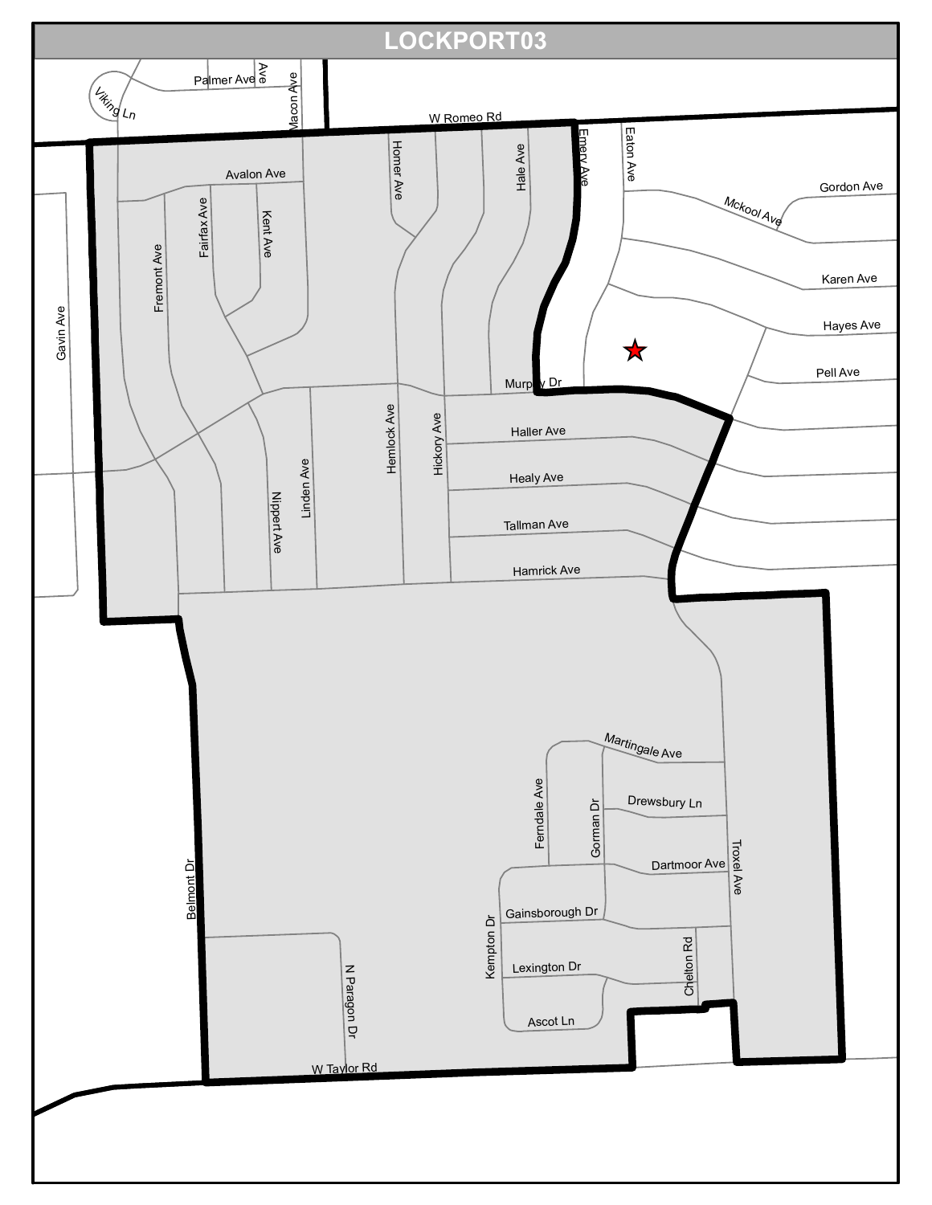# LOCKPORT03

Palmer Ave
Ave
Macon Ave
Viking Ln
W Romeo Rd
Emery Ave
Eaton Ave
Homer Ave
Hale Ave
Avalon Ave
Gordon Ave
Mckool Ave
Fairfax Ave
Kent Ave
Fremont Ave
Karen Ave
Hayes Ave
Gavin Ave
Pell Ave
Murphy Dr
Hemlock Ave
Hickory Ave
Haller Ave
Linden Ave
Healy Ave
Nippert Ave
Tallman Ave
Hamrick Ave
Martingale Ave
Ferndale Ave
Drewsbury Ln
Gorman Dr
Dartmoor Ave
Troxel Ave
Belmont Dr
Gainsborough Dr
Kempton Dr
Chelton Rd
Lexington Dr
N Paragon Dr
Ascot Ln
W Taylor Rd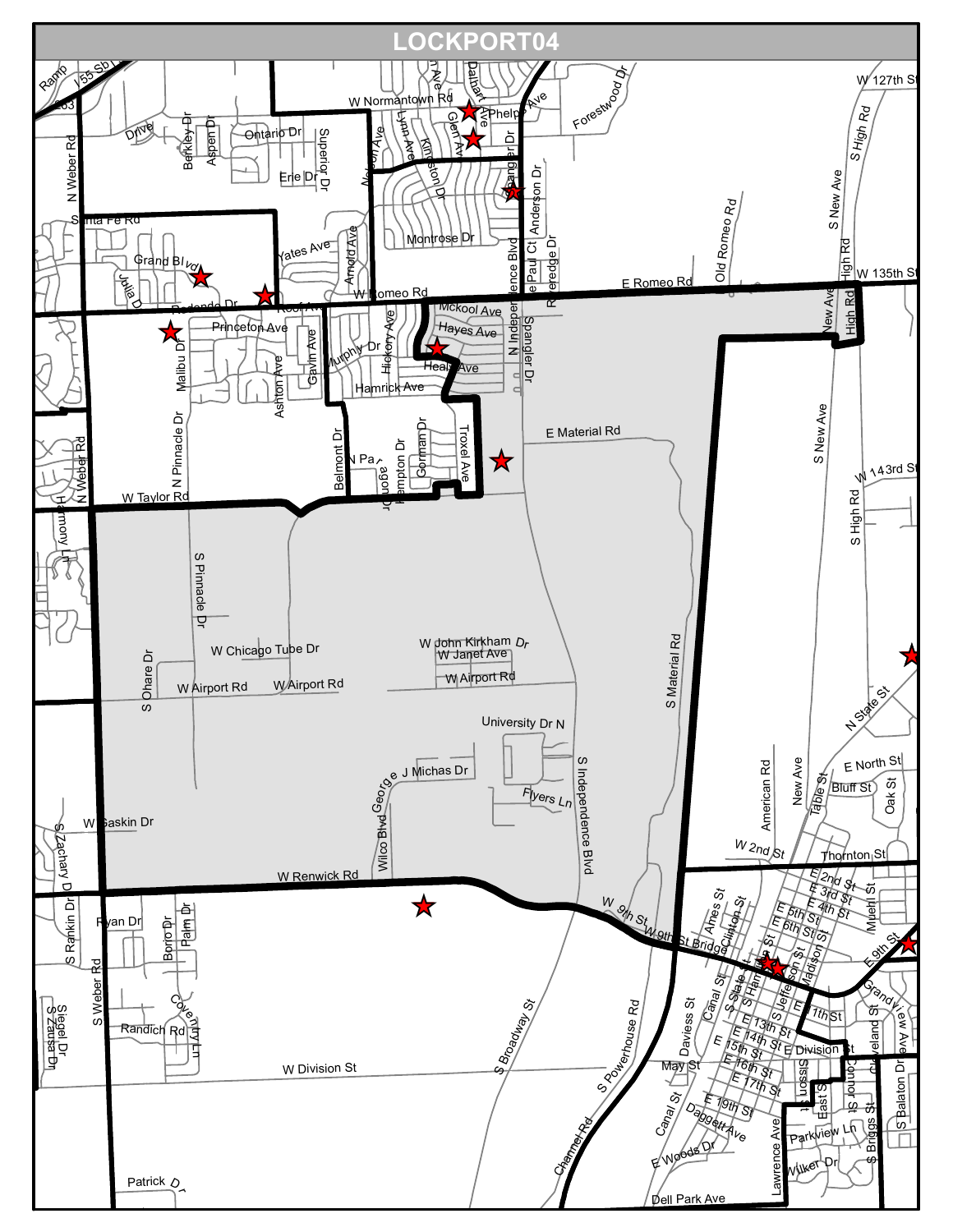# LOCKPORT04

W Normantown Rd
Dalhart Ave
Phelps Ave
Forestwood Dr
W 127th St
S High Rd
Glen Av
Lynn Ave
Kingston Dr
Nelson Ave
N Weber Rd
I-55 Sb
Ramp
Drive
Berkley Dr
Aspen Dr
Ontario Dr
Superior Dr
Erie Dr
Spangler Dr
Anderson Dr
Santa Fe Rd
Yates Ave
Arnold Ave
Montrose Dr
Old Romeo Rd
S New Ave
High Rd
W 135th St
Grand Blvd
Julia Dr
Redondo Dr
Roof Ave
W Romeo Rd
E Romeo Rd
N Independence Blvd
Paul Ct
Riveredge Dr
New Ave
High Rd
Mckool Ave
Hayes Ave
Healy Ave
Princeton Ave
Malibu Dr
Gavin Ave
Ashton Ave
Murphy Dr
Hickory Ave
Hamrick Ave
Spangler Dr
E Material Rd
S New Ave
N Pinnacle Dr
Belmont Dr
N Park
Hampton Dr
Gorman Dr
Troxel Ave
W 143rd St
N Weber Rd
W Taylor Rd
Harmony Ln
S High Rd
S Pinnacle Dr
W Chicago Tube Dr
W John Kirkham Dr
W Janet Ave
W Airport Rd
W Airport Rd
W Airport Rd
S Ohare Dr
S Material Rd
N State St
University Dr N
S Independence Blvd
George J Michas Dr
Flyers Ln
E North St
Bluff St
Oak St
American Rd
New Ave
Table St
W Saskin Dr
Wilco Blvd
S Zachary Dr
W 2nd St
Thornton St
W Renwick Rd
E 2nd St
E 3rd St
E 4th St
E 5th St
E 6th St
Muell St
S Rankin Dr
Ryan Dr
Borio Dr
Palm Dr
W 9th St
W 9th St Bridge
Ahes St
Clinton St
S State St
S Hamilton St
S Jefferson St
Madison St
E 9th St
E 11th St
Grandview Ave
S Weber Rd
Coventry Ln
Siegel Dr
S Zarusa Dr
Randich Rd
S Broadway St
S Powerhouse Rd
Daviess St
Canal St
E 13th St
E 14th St
E 15th St
E Division St
Cleveland St
W Division St
May St
E 16th St
E 17th St
Gissel St
East St
Connor St
S Balaton Dr
Canal St
E 19th St
Daggett Ave
Parkview Ln
S Briggs St
Channel Rd
E Woods Dr
Lawrence Ave
Walker Dr
Patrick Dr
Dell Park Ave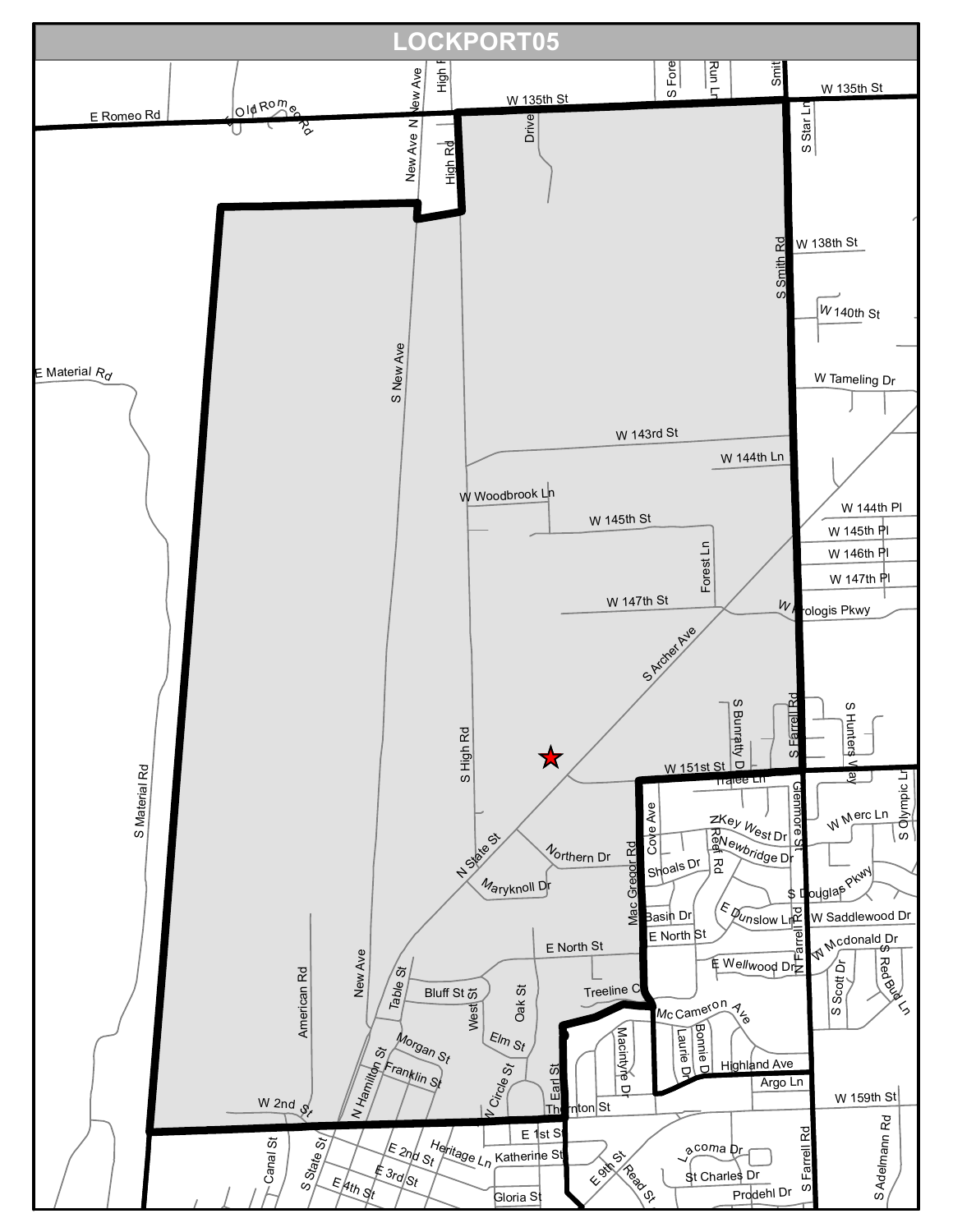# LOCKPORT05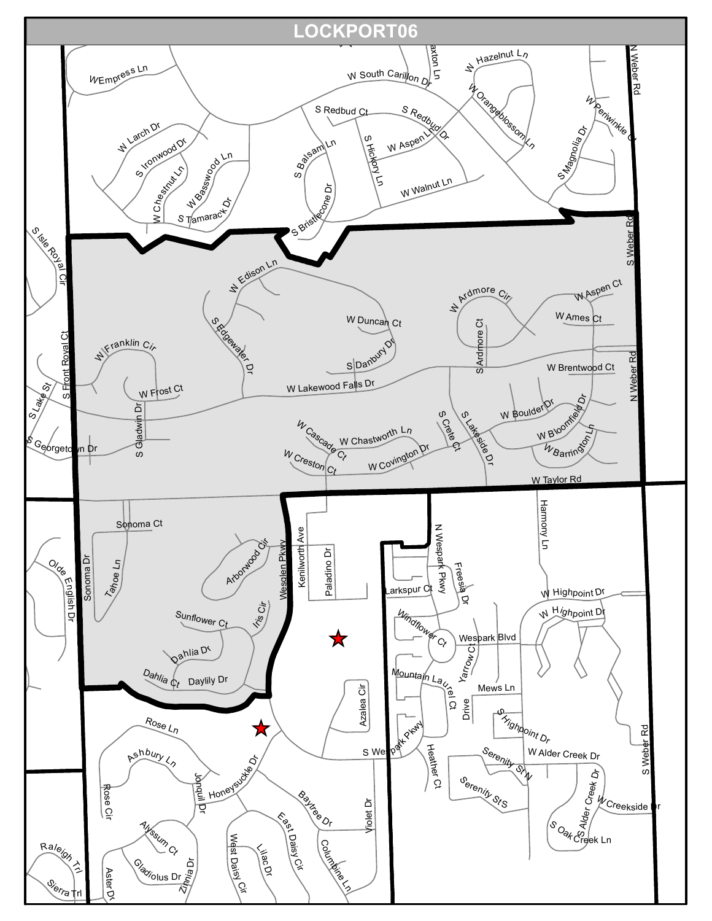# LOCKPORT06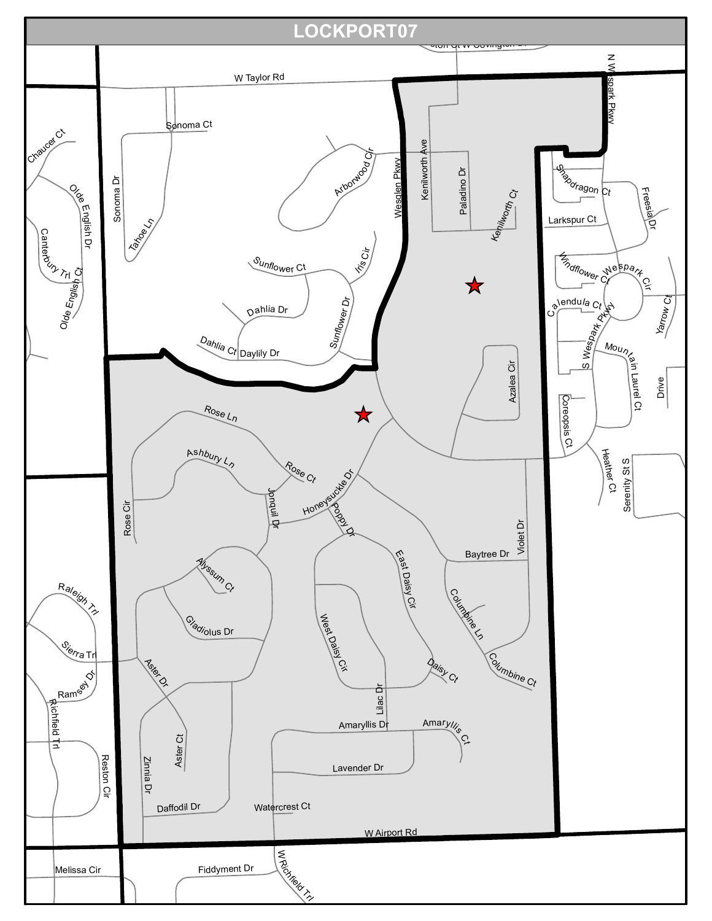# LOCKPORT07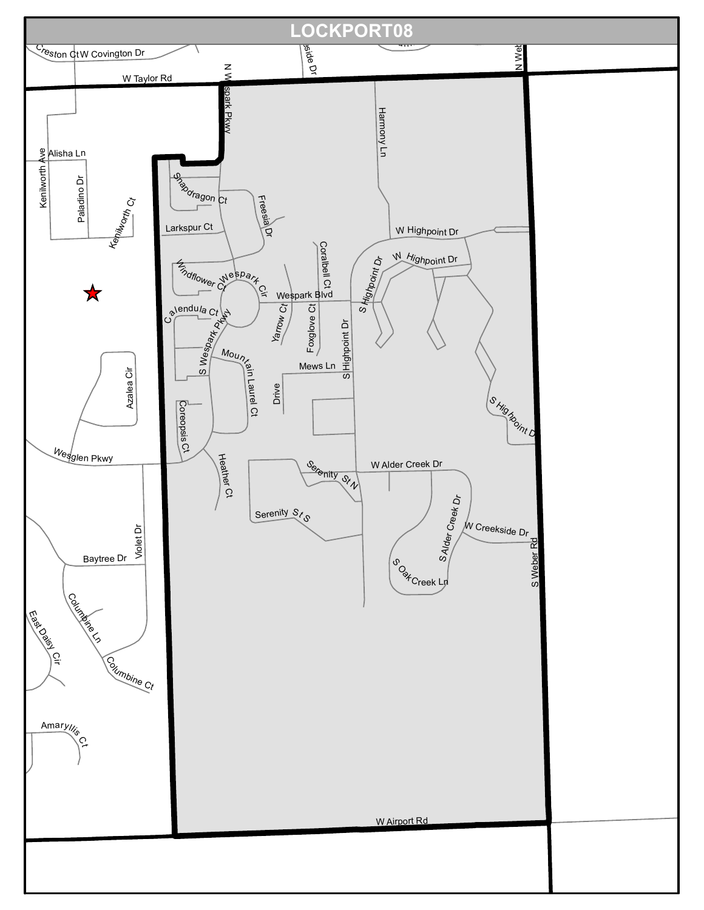# LOCKPORT08

Creston Ct
W Covington Dr
W Taylor Rd
N Wespark Pkwy
Harmony Ln
N Weber
Alisha Ln
Kenilworth Ave
Paladino Dr
Kenilworth Ct
Snapdragon Ct
Freesia Dr
Larkspur Ct
W Highpoint Dr
W Highpoint Dr
Windflower Ct
Wespark Cir
Coralbell Ct
Wespark Blvd
S Highpoint Dr
Calendula Ct
S Wespark Pkwy
Yarrow Ct
Foxglove Ct
S Highpoint Dr
Mountain Laurel Ct
Mews Ln
Azalea Cir
Drive
Coreopsis Ct
S Highpoint Dr
Wesglen Pkwy
Heather Ct
Serenity St N
W Alder Creek Dr
Serenity St S
S Alder Creek Dr
W Creekside Dr
Violet Dr
Baytree Dr
S Oak Creek Ln
S Weber Rd
Columbine Ln
East Daisy Cir
Columbine Ct
Amaryllis Ct
W Airport Rd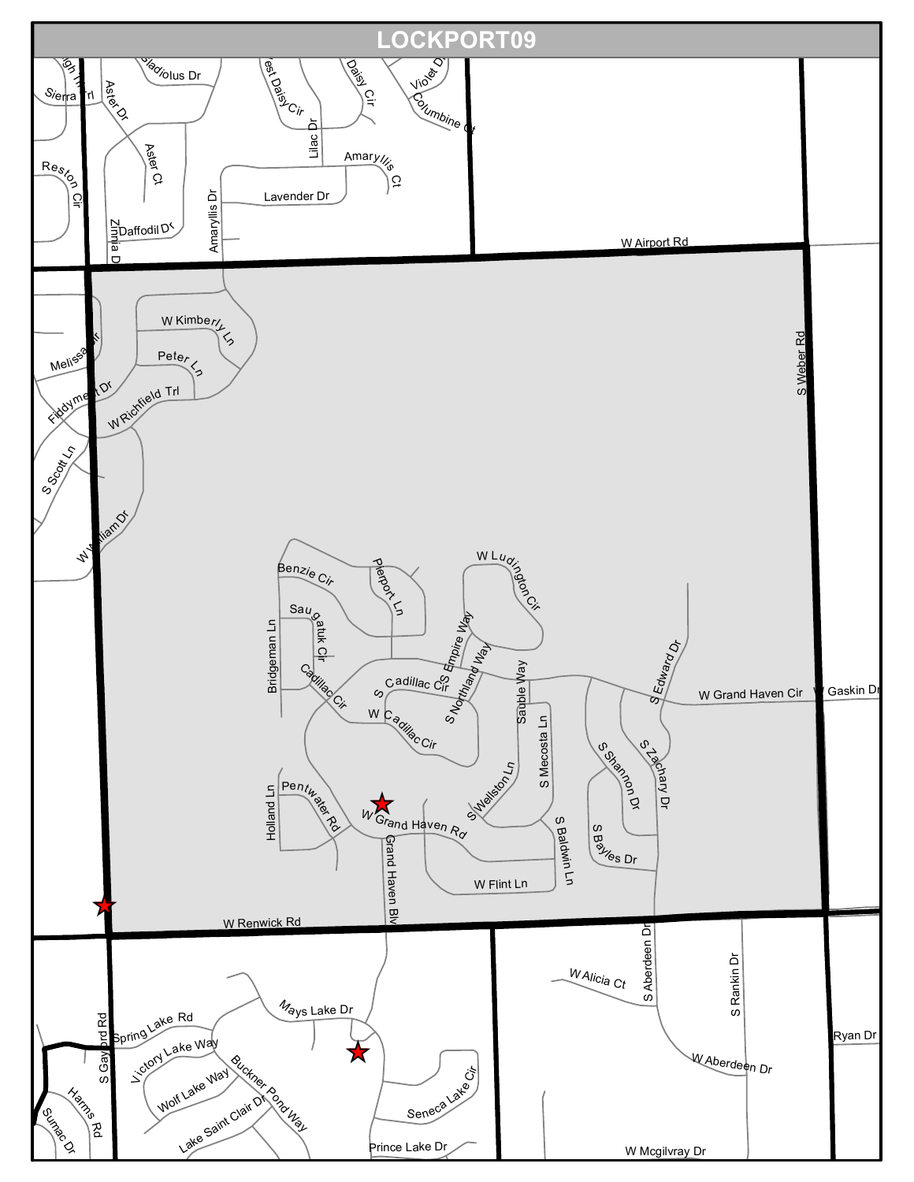# LOCKPORT09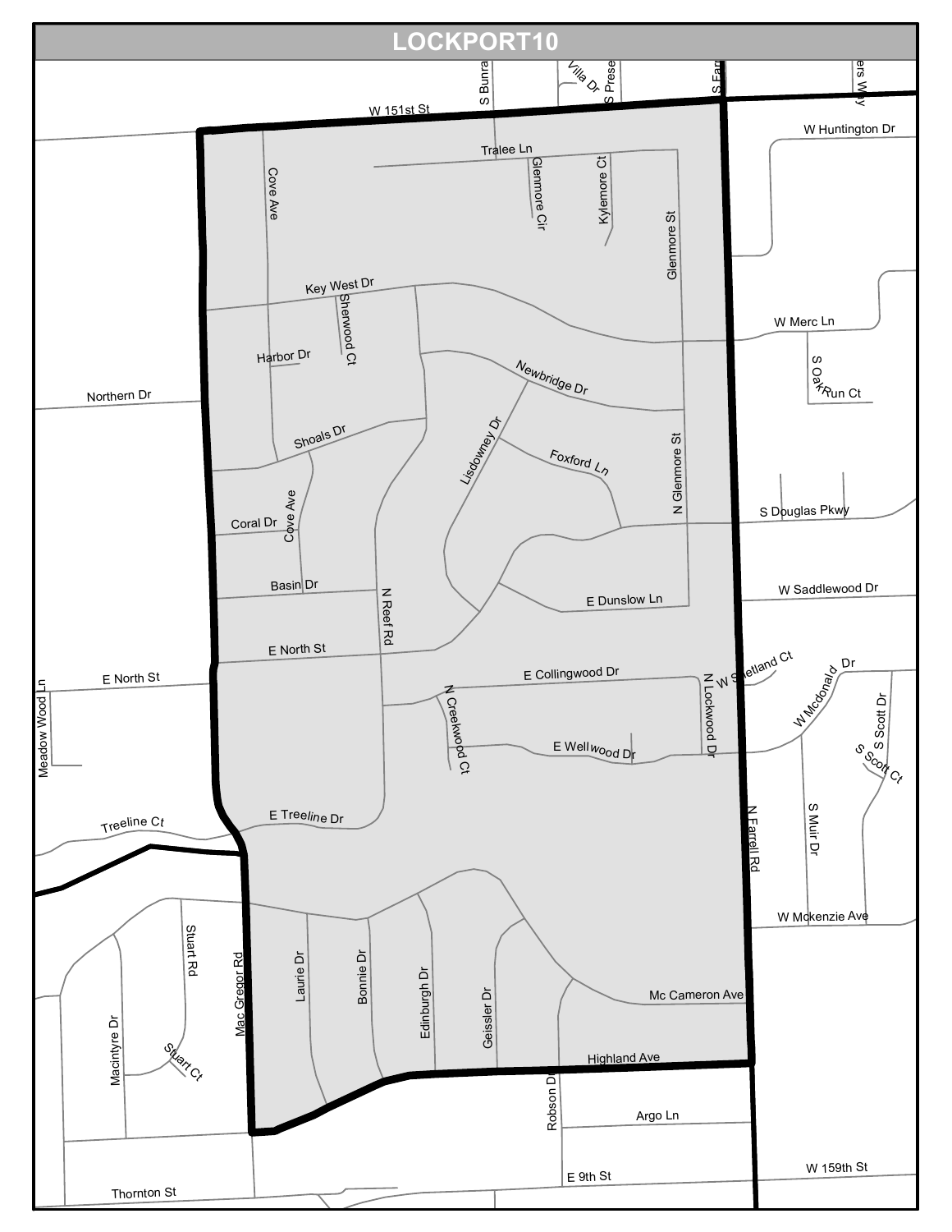# LOCKPORT10

W 151st St
S Bunra
Villa Dr
S Prese
S Far
ers Way
Tralee Ln
W Huntington Dr
Cove Ave
Glenmore Cir
Kylemore Ct
Glenmore St
Key West Dr
Sherwood Ct
W Merc Ln
Harbor Dr
Newbridge Dr
S OakRun Ct
Northern Dr
Shoals Dr
Lisdowney Dr
Foxford Ln
N Glenmore St
Coral Dr
Cove Ave
S Douglas Pkwy
Basin Dr
N Reef Rd
E Dunslow Ln
W Saddlewood Dr
E North St
E North St
E Collingwood Dr
N Lockwood Dr
W Shetland Ct
W Mcdonald Dr
N Creekwood Ct
E Wellwood Dr
S Scott Dr
S Scott Ct
Meadow Wood Ln
Treeline Ct
E Treeline Dr
S Muir Dr
N Farrell Rd
W Mckenzie Ave
Stuart Rd
Mac Gregor Rd
Laurie Dr
Bonnie Dr
Edinburgh Dr
Geissler Dr
Mc Cameron Ave
Macintyre Dr
Stuart Ct
Highland Ave
Robson Dr
Argo Ln
E 9th St
W 159th St
Thornton St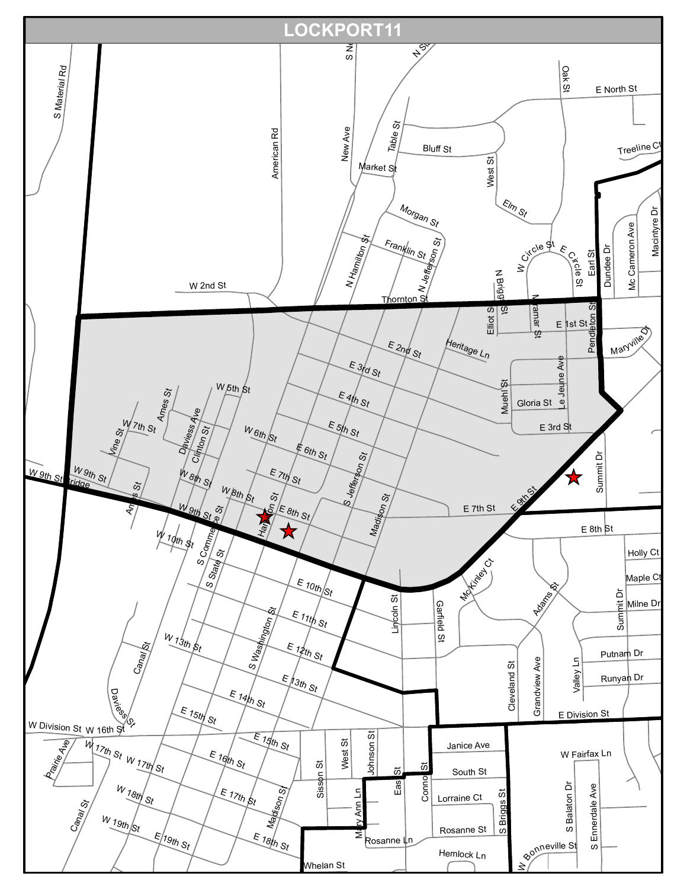# LOCKPORT11

S Material Rd

American Rd

S Ne

N St

New Ave

Table St

Market St

Bluff St

West St

Elm St

Oak St

E North St

Treeline Ct

Morgan St

Franklin St

N Hamilton St

N Jefferson St

W Circle St

E Circle St

Earl St

Dundee Dr

Mc Cameron Ave

Macintyre Dr

W 2nd St

Thornton St

N Briggs St

Elliot St

Miramar St

E 1st St

Pendleton St

Maryville Dr

E 2nd St

Heritage Ln

E 3rd St

Muehl St

Gloria St

Le Jeune Ave

E 3rd St

W 5th St

E 4th St

Ames St

Daviess Ave

Clinton St

W 7th St

Vine St

W 6th St

E 5th St

E 6th St

S Jefferson St

W 9th St Bridge

W 9th St

W 8th St

E 7th St

W 8th St

Hamilton St

E 8th St

Madison St

E 7th St

E 9th St

Summit Dr

Ames St

W 9th St

S Commerce St

E 8th St

W 10th St

S State St

Holly Ct

Maple Ct

McKinley Ct

Adams St

Milne Dr

E 10th St

Lincoln St

Garfield St

Summit Dr

E 11th St

S Washington St

W 13th St

E 12th St

Putnam Dr

Canal St

Runyan Dr

E 13th St

Cleveland St

Grandview Ave

Valley Ln

E 14th St

Daviess St

E 15th St

E Division St

W Division St

W 16th St

E 15th St

Sisson St

West St

Johnson St

Janice Ave

W Fairfax Ln

Prairie Ave

W 17th St

W 17th St

E 16th St

South St

W 18th St

E 17th St

Madison St

Mary Ann Ln

East St

Connor St

Lorraine Ct

S Briggs St

S Balaton Dr

S Ennerdale Ave

Canal St

W 19th St

E 19th St

E 18th St

Rosanne Ln

Rosanne St

Hemlock Ln

W Bonneville St

Whelan St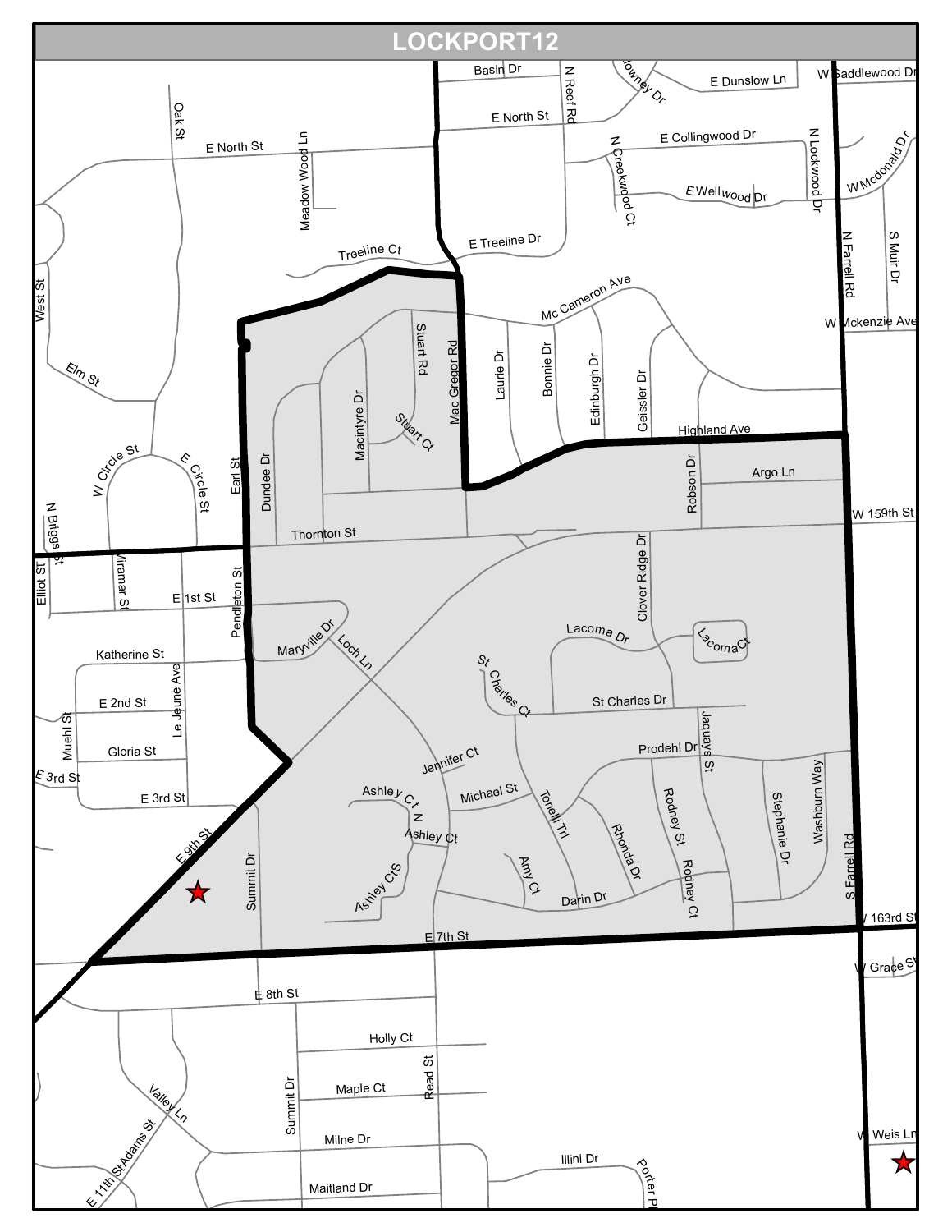# LOCKPORT12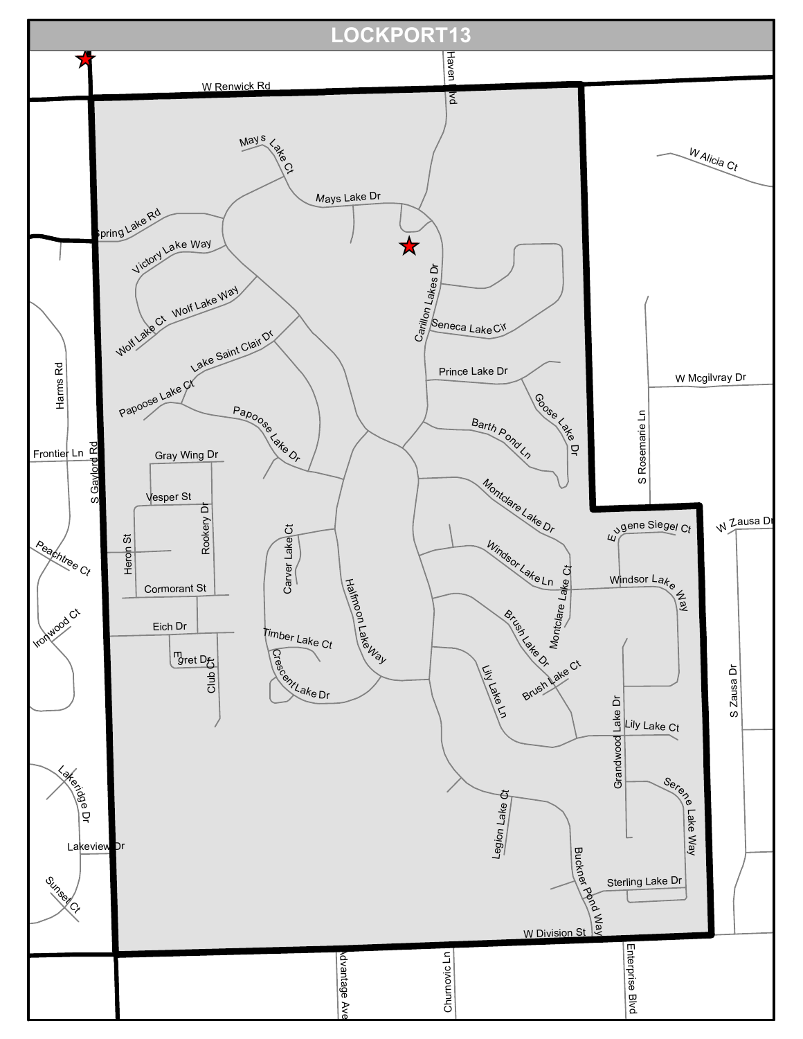# LOCKPORT13

W Renwick Rd

Haven Blvd

Mays Lake Ct

Mays Lake Dr

W Alicia Ct

Spring Lake Rd

Victory Lake Way

Carillon Lakes Dr

Wolf Lake Way

Wolf Lake Ct

Seneca Lake Cir

Lake Saint Clair Dr

Papoose Lake Ct

Prince Lake Dr

W Mcgilvray Dr

Harms Rd

Papoose Lake Dr

Barth Pond Ln

Goose Lake Dr

S Gaylord Rd

Frontier Ln

Gray Wing Dr

S Rosemarie Ln

Vesper St

Montclare Lake Dr

Eugene Siegel Ct

W Zausa Dr

Rookery Dr

Heron St

Carver Lake Ct

Peachtree Ct

Windsor Lake Ln

Cormorant St

Halfmoon Lake Way

Montclare Lake Ct

Windsor Lake Way

Ironwood Ct

Eich Dr

Timber Lake Ct

Brush Lake Dr

Egret Dr

Club Ct

Crescent Lake Dr

Lily Lake Ln

Brush Lake Ct

S Zausa Dr

Lily Lake Ct

Grandwood Lake Dr

Lakeridge Dr

Legion Lake Ct

Serene Lake Way

Lakeview Dr

Buckner Pond Way

Sterling Lake Dr

Sunset Ct

W Division St

Advantage Ave

Churnovic Ln

Enterprise Blvd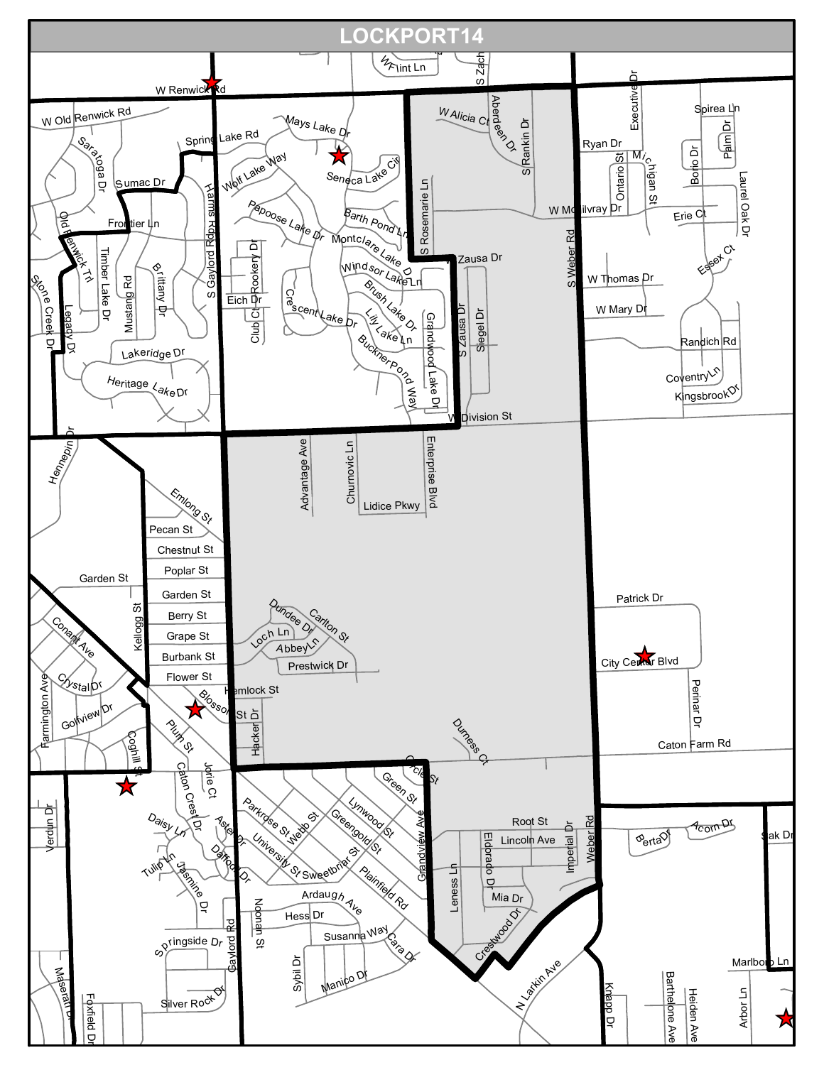# LOCKPORT14

W Flint Ln
S Zach
W Renwick Rd
W Old Renwick Rd
Spring Lake Rd
Mays Lake Dr
W Alicia Ct
Aberdeen Dr
S Rankin Dr
Executive Dr
Spirea Ln
Ryan Dr
Palm Dr
Borio Dr
Michigan St
Ontario St
Laurel Oak Dr
Saratoga Dr
Sumac Dr
Harms Rd
Wolf Lake Way
Seneca Lake Cir
S Rosemarie Ln
W McGilvray Dr
Erie Ct
Frontier Ln
Papoose Lake Dr
Barth Pond Ln
Montclare Lake Dr
Zausa Dr
Essex Ct
Old Renwick Trl
Timber Lake Dr
Mustang Rd
Brittany Dr
S Gaylord Rd
Rookery Dr
Windsor Lake Ln
S Weber Rd
W Thomas Dr
Stone Creek Dr
Legacy Dr
Eich Dr
Club Ct
Crescent Lake Dr
Brush Lake Dr
Lily Lake Ln
Grandwood Lake Dr
S Zausa Dr
Siegel Dr
W Mary Dr
Randich Rd
Lakeridge Dr
Heritage Lake Dr
Buckner Pond Way
Coventry Ln
Kingsbrook Dr
W Division St
Hennepin Dr
Advantage Ave
Churnovic Ln
Enterprise Blvd
Lidice Pkwy
Emlong St
Pecan St
Chestnut St
Poplar St
Garden St
Garden St
Kellogg St
Patrick Dr
Berry St
Dundee Dr
Carlton St
Conant Ave
Grape St
Loch Ln
Abbey Ln
Burbank St
Prestwick Dr
City Center Blvd
Flower St
Crystal Dr
Hemlock St
Perinar Dr
Farmington Ave
Golfview Dr
Blossom St
Hacker Dr
Plum St
Durness Ct
Coghill St
Caton Farm Rd
Jorie Ct
Caton Crest Dr
Circle St
Green St
Verdun Dr
Parkrose St
Webb St
Lynwood St
Daisy Ln
Aster Dr
Greengold St
Grandview Ave
Root St
Lincoln Ave
Imperial Dr
Weber Rd
Berta Dr
Acorn Dr
Oak Dr
University St
Sweetbriar St
Tulip Ln
Jasmine Dr
Daffodil Dr
Eldorado Dr
Leness Ln
Plainfield Rd
Mia Dr
Ardaugh Ave
Hess Dr
Noonan St
Susanna Way
Crestwood Dr
Springside Dr
Cara Dr
Gaylord Rd
Sybil Dr
Manico Dr
N Larkin Ave
Marlboro Ln
Maserati Dr
Silver Rock Dr
Knapp Dr
Barthelone Ave
Heiden Ave
Arbor Ln
Foxfield Dr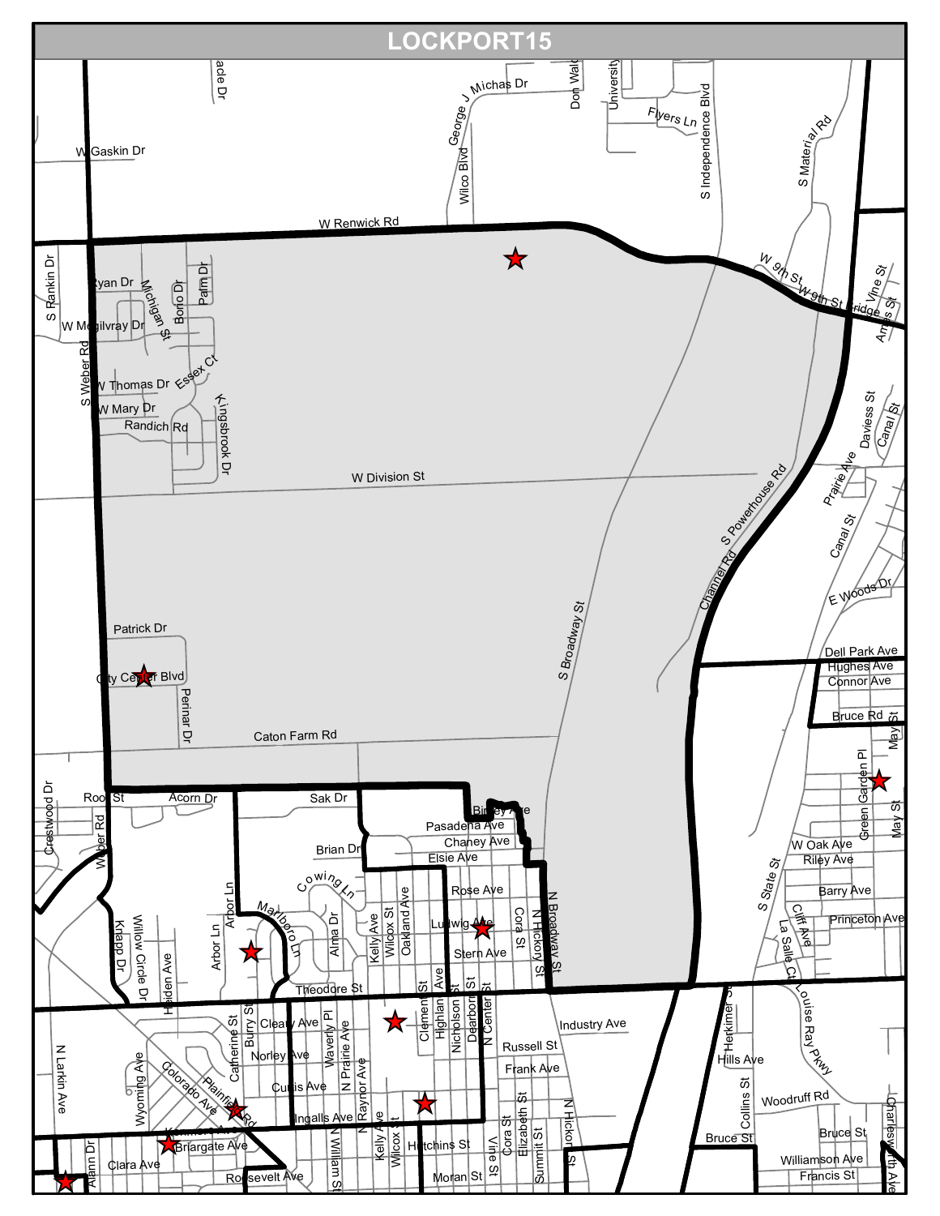# LOCKPORT15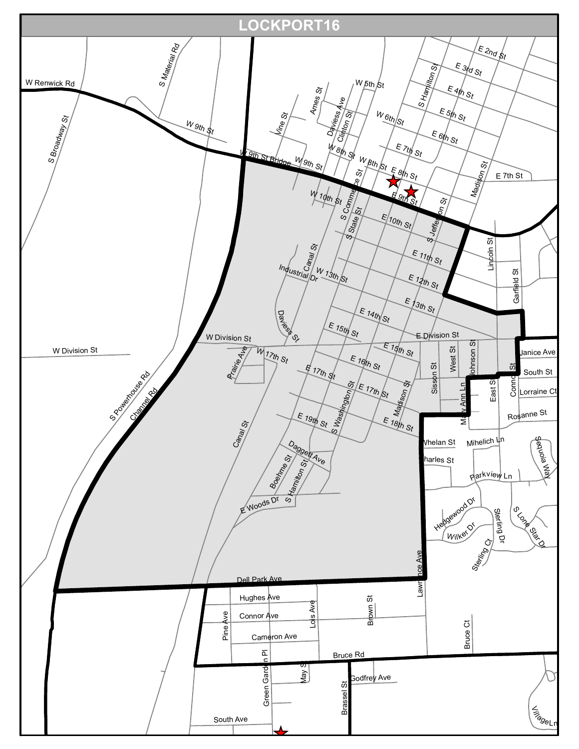# LOCKPORT16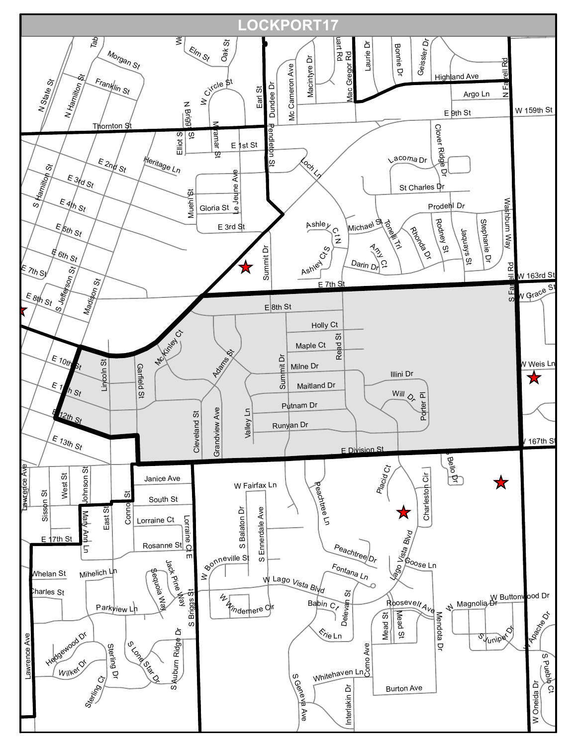# LOCKPORT17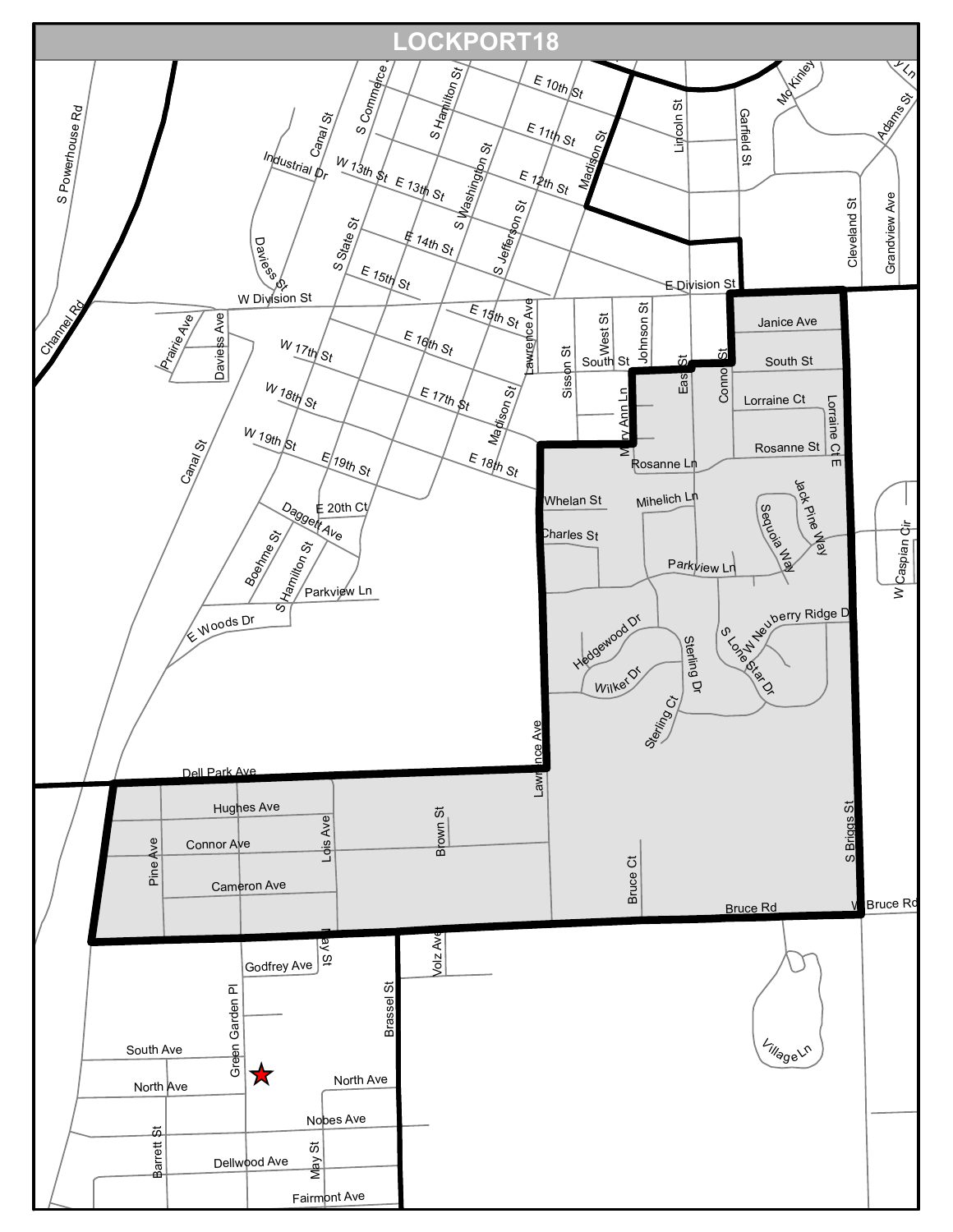# LOCKPORT18

S Powerhouse Rd
Channel Rd
Canal St
Industrial Dr
Daviess St
S Commerce St
S Hamilton St
S Washington St
S Jefferson St
S State St
E 10th St
E 11th St
E 12th St
Madison St
W 13th St
E 13th St
E 14th St
E 15th St
Lincoln St
Garfield St
McKinley
Adams St
Cleveland St
Grandview Ave
E Division St
W Division St
Prairie Ave
Daviess Ave
E 15th St
Lawrence Ave
Sisson St
West St
Johnson St
East St
Connor St
Janice Ave
South St
South St
W 17th St
E 16th St
E 17th St
Madison St
Mary Ann Ln
Lorraine Ct
Lorraine Ct E
W 18th St
W 19th St
E 19th St
E 18th St
Rosanne Ln
Rosanne St
Whelan St
Mihelich Ln
Jack Pine Way
Sequoia Way
E 20th Ct
Daggett Ave
Charles St
Boehme St
S Hamilton St
Parkview Ln
Parkview Ln
W Caspian Cir
E Woods Dr
Hedgewood Dr
Sterling Dr
S Lone Star Dr
W Neuberry Ridge Dr
Wilker Dr
Sterling Ct
Dell Park Ave
Lawrence Ave
Hughes Ave
Connor Ave
Pine Ave
Lois Ave
Brown St
Cameron Ave
Bruce Ct
S Briggs St
Bruce Rd
W Bruce Rd
May St
Volz Ave
Godfrey Ave
Brassel St
Green Garden Pl
South Ave
North Ave
North Ave
Village Ln
Nobes Ave
Barrett St
May St
Dellwood Ave
Fairmont Ave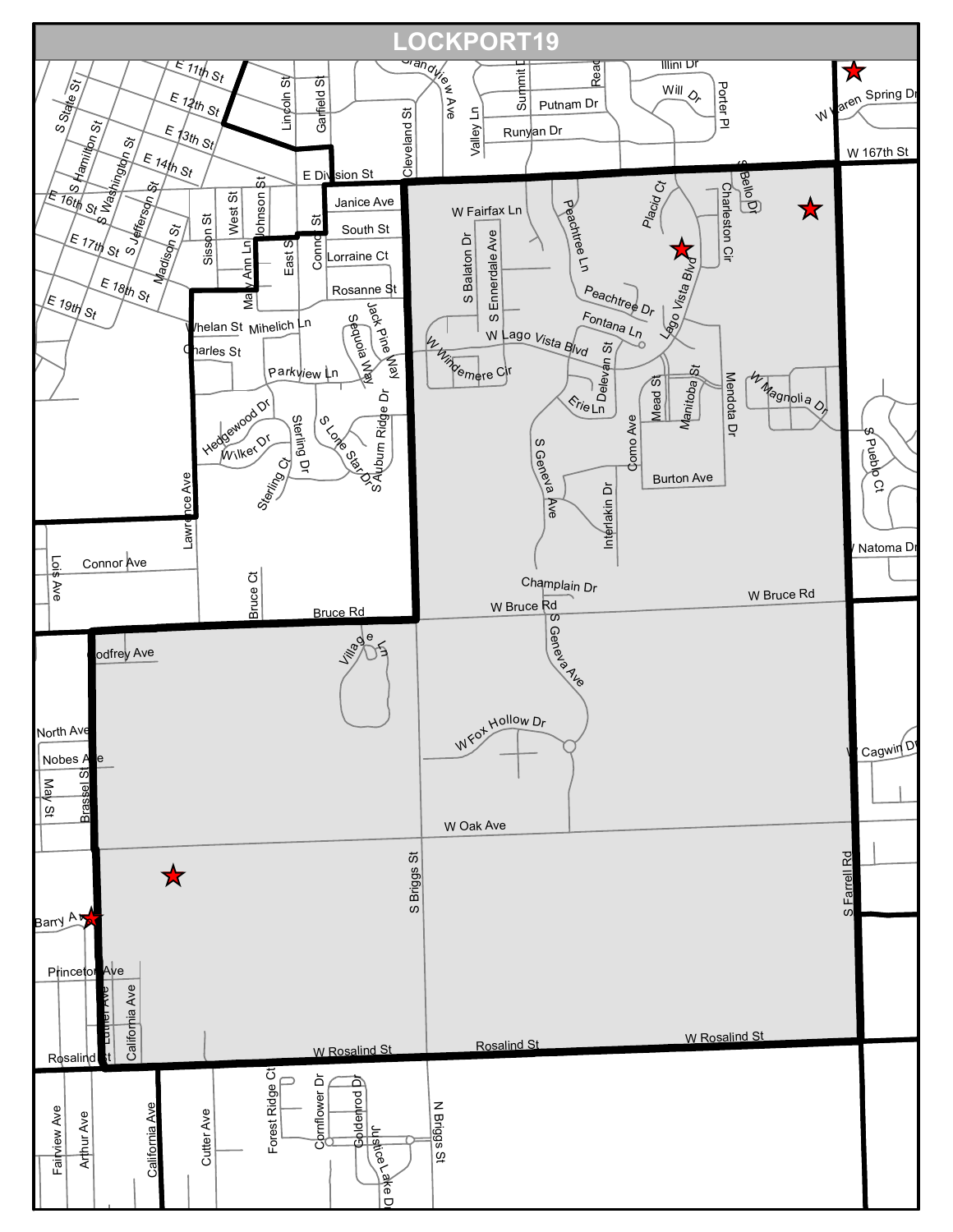# LOCKPORT19

E 11th St
E 12th St
E 13th St
E 14th St
E 16th St
E 17th St
E 18th St
E 19th St
S State St
S Hamilton St
S Washington St
S Jefferson St
Madison St
Lincoln St
Garfield St
Grandview Ave
Cleveland St
Valley Ln
Summit Dr
Read
Putnam Dr
Runyan Dr
Illini Dr
Will Dr
Porter Pl
W Karen Spring Dr
W 167th St
E Division St
Janice Ave
South St
Lorraine Ct
Rosanne St
Sisson St
West St
Johnson St
Mary Ann Ln
East St
Connor St
Whelan St
Mihelich Ln
Charles St
Parkview Ln
Sequoia Way
Jack Pine Way
Heggewood Dr
Wilker Dr
Sterling Dr
Sterling Ct
S Lone Star Dr
Auburn Ridge Dr
Lawrence Ave
Connor Ave
Lois Ave
Bruce Ct
Bruce Rd
W Fairfax Ln
S Balaton Dr
S Ennerdale Ave
Peachtree Ln
Peachtree Dr
Placid Ct
S Bello Dr
Charleston Cir
Lago Vista Blvd
Fontana Ln
W Lago Vista Blvd
W Windemere Cir
Delevan St
Erie Ln
Mead St
Manitoba St
Mendota Dr
W Magnolia Dr
Como Ave
Burton Ave
S Geneva Ave
Interlakin Dr
S Pueblo Ct
W Natoma Dr
Champlain Dr
W Bruce Rd
Godfrey Ave
Village Ln
North Ave
Nobes Ave
May St
Brassel St
W Fox Hollow Dr
W Cagwin Dr
W Oak Ave
S Briggs St
S Farrell Rd
Barry Ave
Princeton Ave
Luther Ave
California Ave
Rosalind St
W Rosalind St
Fairview Ave
Arthur Ave
Cutter Ave
Forest Ridge Ct
Cornflower Dr
Goldenrod Dr
Justice Lake Dr
N Briggs St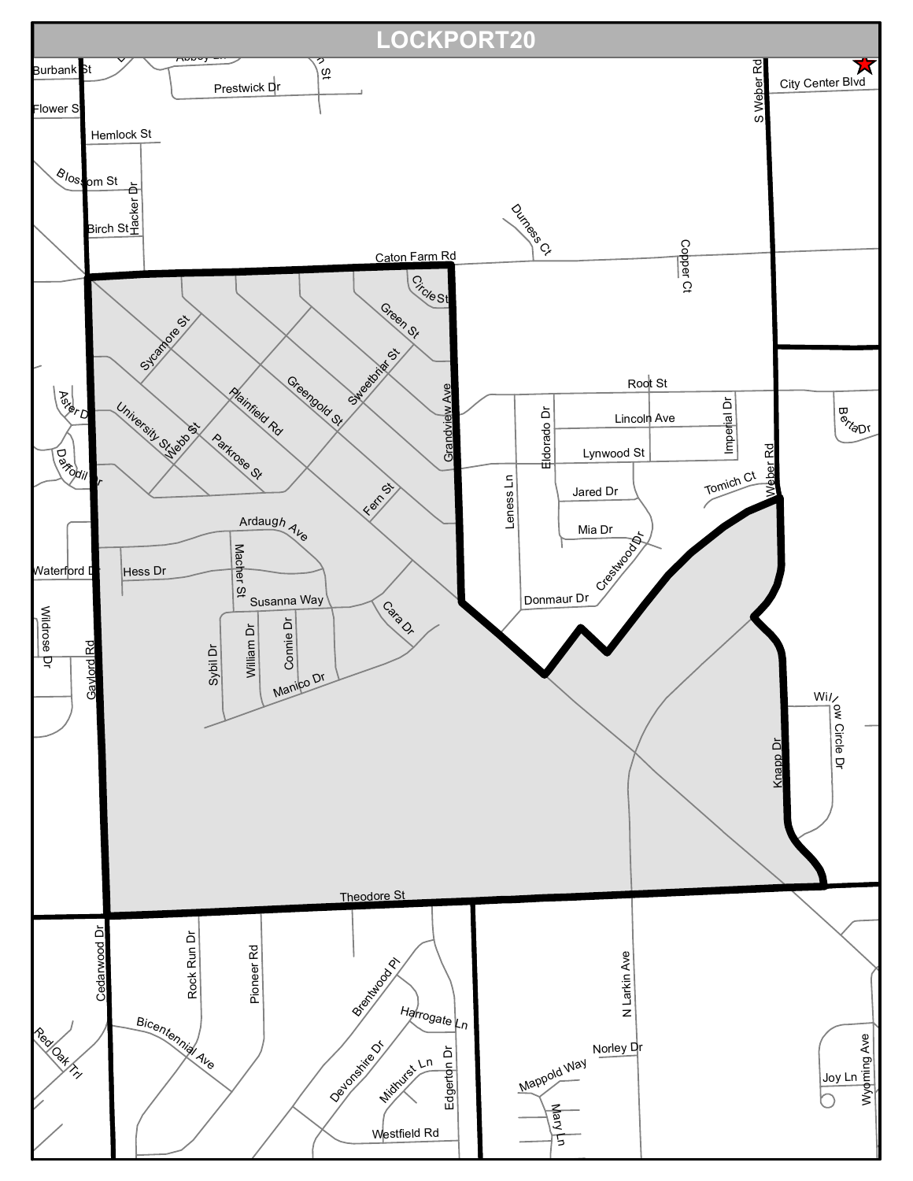# LOCKPORT20

Burbank St
Abbey Ln
Prestwick Dr
Flower St
Hemlock St
Blossom St
Birch St
Hacker Dr
Durness Ct
Caton Farm Rd
Copper Ct
S Weber Rd
City Center Blvd
Circle St
Green St
Sycamore St
Sweetbriar St
Greengold St
Plainfield Rd
Grandview Ave
Root St
Lincoln Ave
Imperial Dr
Eldorado Dr
Lynwood St
Aster Dr
University St
Webb St
Parkrose St
Daffodil Dr
Berta Dr
Fern St
Leness Ln
Jared Dr
Tomich Ct
Weber Rd
Mia Dr
Crestwood Dr
Ardaugh Ave
Waterford Dr
Hess Dr
Macher St
Susanna Way
Donmaur Dr
Cara Dr
Wildrose Dr
Gaylord Rd
Sybil Dr
William Dr
Connie Dr
Manico Dr
Willow Circle Dr
Knapp Dr
Theodore St
Cedarwood Dr
Rock Run Dr
Pioneer Rd
Brentwood Pl
N Larkin Ave
Wyoming Ave
Harrogate Ln
Red Oak Trl
Bicentennial Ave
Devonshire Dr
Norley Dr
Midhurst Ln
Mappold Way
Joy Ln
Edgerton Dr
Mary Ln
Westfield Rd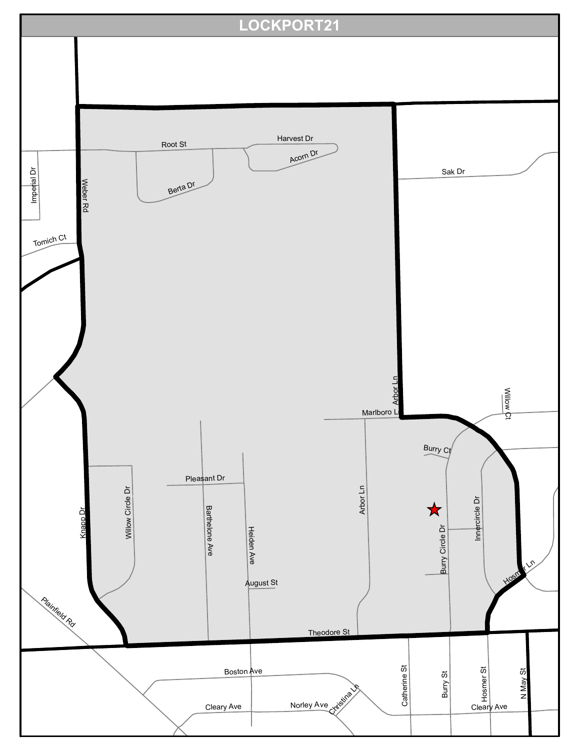# LOCKPORT21

Root St
Harvest Dr
Acorn Dr
Berta Dr
Sak Dr
Imperial Dr
Weber Rd
Tomich Ct
Arbor Ln
Marlboro Ln
Willow Ct
Burry Ct
Pleasant Dr
Knapp Dr
Willow Circle Dr
Barthelone Ave
Heiden Ave
Arbor Ln
Innercircle Dr
Burry Circle Dr
Hosmer Ln
August St
Plainfield Rd
Theodore St
Boston Ave
Catherine St
Burry St
Hosmer St
N May St
Cleary Ave
Norley Ave
Christina Ln
Cleary Ave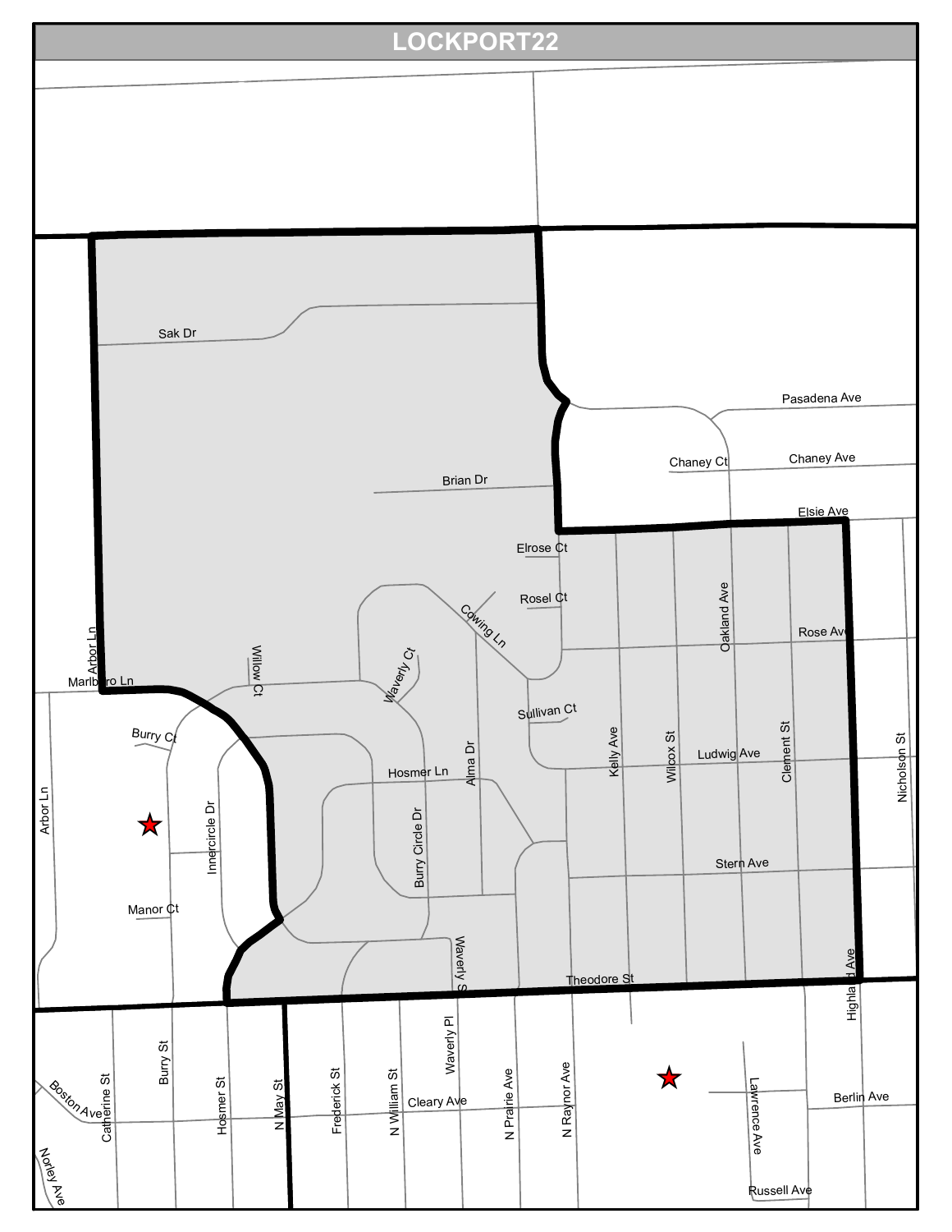# LOCKPORT22

Sak Dr

Pasadena Ave

Chaney Ct

Chaney Ave

Brian Dr

Elsie Ave

Elrose Ct

Rosel Ct

Cowing Ln

Oakland Ave

Rose Ave

Arbor Ln

Marlboro Ln

Willow Ct

Waverly Ct

Sullivan Ct

Burry Ct

Kelly Ave

Wilcox St

Ludwig Ave

Clement St

Nicholson St

Hosmer Ln

Alma Dr

Arbor Ln

Innercircle Dr

Burry Circle Dr

Stern Ave

Manor Ct

Waverly St

Theodore St

Highland Ave

Boston Ave

Catherine St

Burry St

Hosmer St

N May St

Frederick St

N William St

Waverly Pl

Cleary Ave

N Prairie Ave

N Raynor Ave

Lawrence Ave

Berlin Ave

Norley Ave

Russell Ave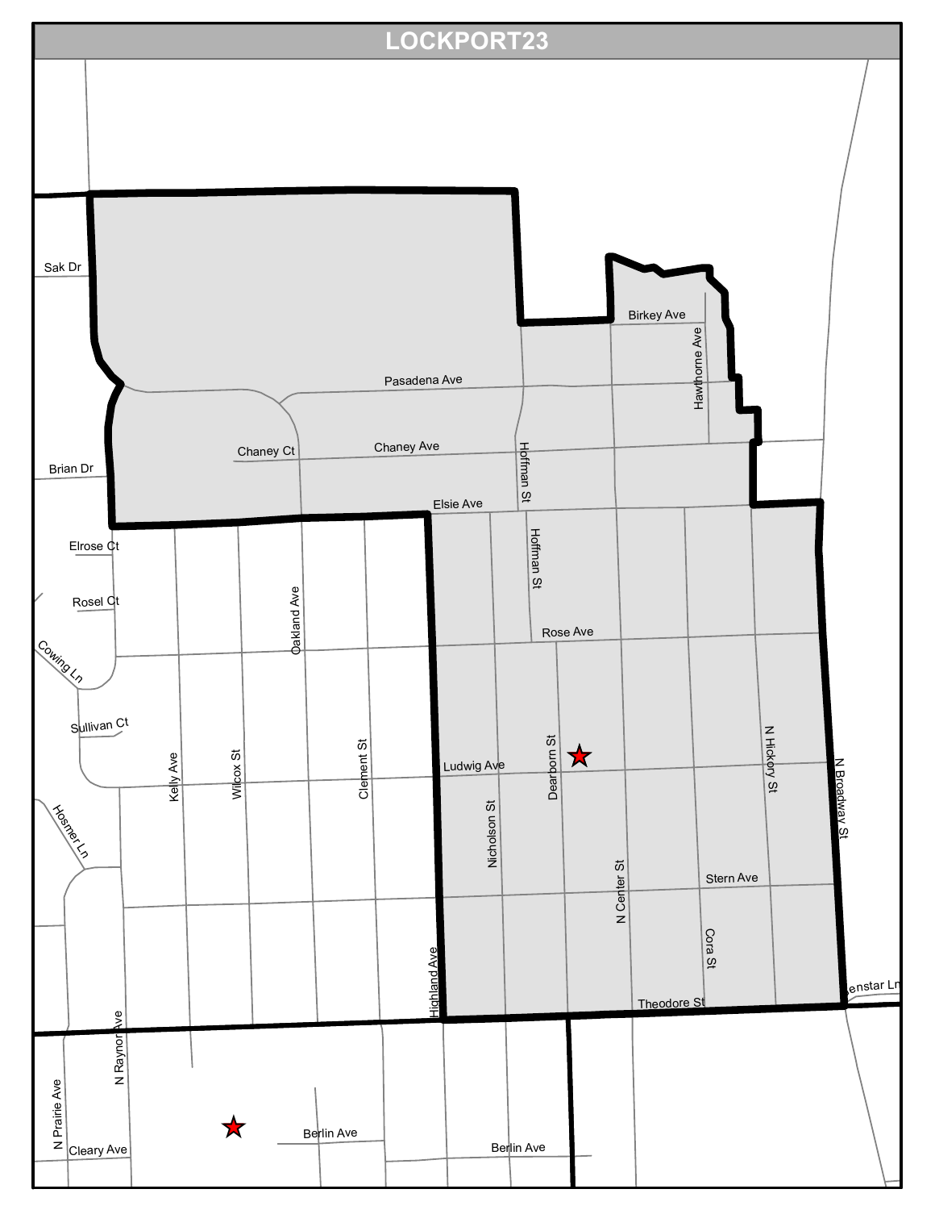# LOCKPORT23

Sak Dr

Brian Dr

Elrose Ct

Rosel Ct

Cowing Ln

Sullivan Ct

Hosmer Ln

Pasadena Ave

Chaney Ct

Chaney Ave

Birkey Ave

Hawthorne Ave

Hoffman St

Elsie Ave

Hoffman St

Rose Ave

Oakland Ave

Kelly Ave

Wilcox St

Clement St

Ludwig Ave

Dearborn St

N Hickory St

N Broadway St

Nicholson St

N Center St

Stern Ave

Cora St

Highland Ave

Theodore St

Censtar Ln

N Raynor Ave

N Prairie Ave

Cleary Ave

Berlin Ave

Berlin Ave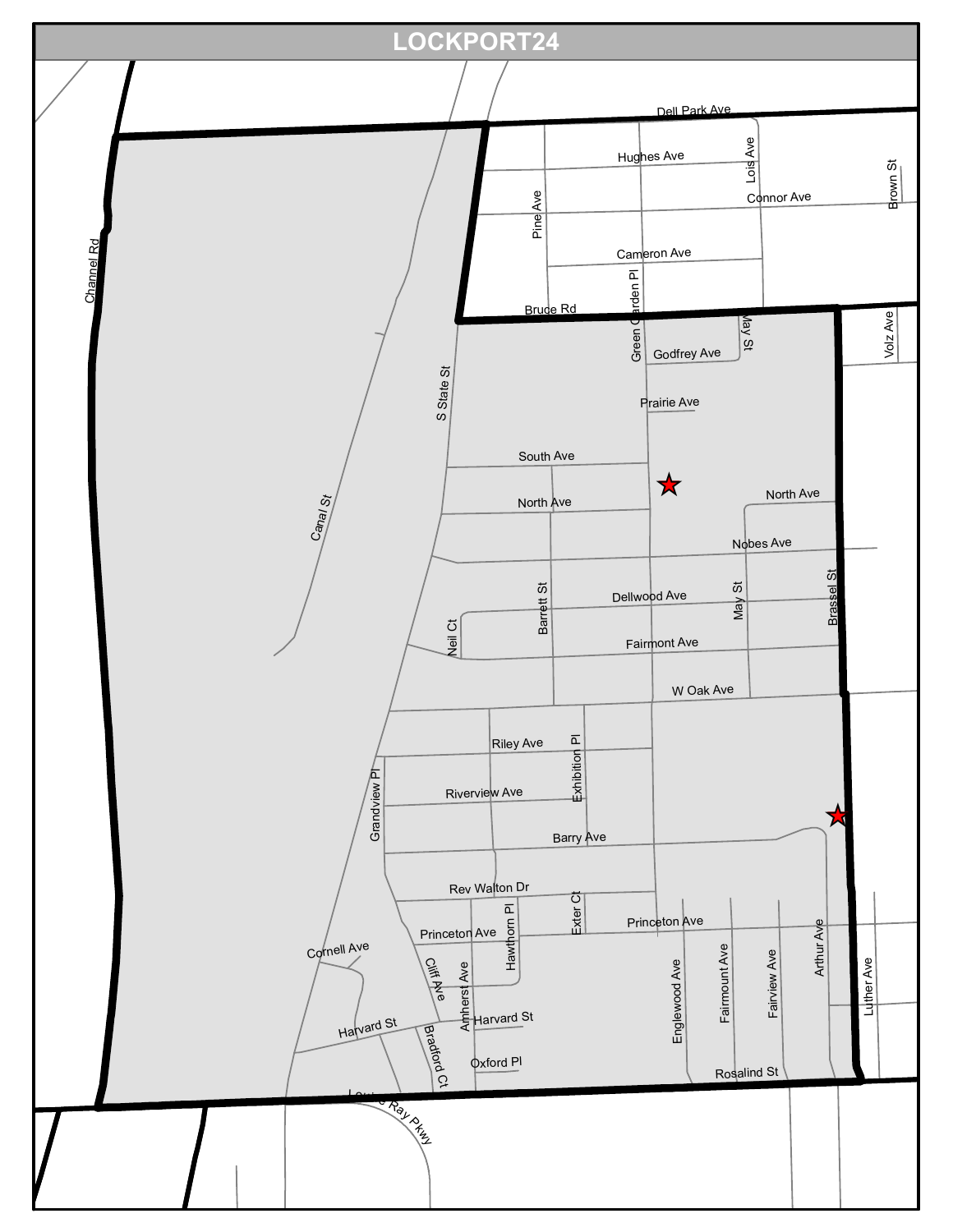# LOCKPORT24

Dell Park Ave
Hughes Ave
Lois Ave
Connor Ave
Brown St
Pine Ave
Cameron Ave
Channel Rd
Bruce Rd
Green Garden Pl
May St
Volz Ave
Godfrey Ave
S State St
Prairie Ave
South Ave
Canal St
North Ave
North Ave
Nobes Ave
Barrett St
May St
Brassel St
Dellwood Ave
Neil Ct
Fairmont Ave
W Oak Ave
Riley Ave
Exhibition Pl
Grandview Pl
Riverview Ave
Barry Ave
Rev Walton Dr
Exter Ct
Princeton Ave
Princeton Ave
Hawthorn Pl
Arthur Ave
Cornell Ave
Cliff Ave
Amherst Ave
Englewood Ave
Fairmount Ave
Fairview Ave
Luther Ave
Harvard St
Harvard St
Bradford Ct
Oxford Pl
Rosalind St
Lowie Ray Pkwy